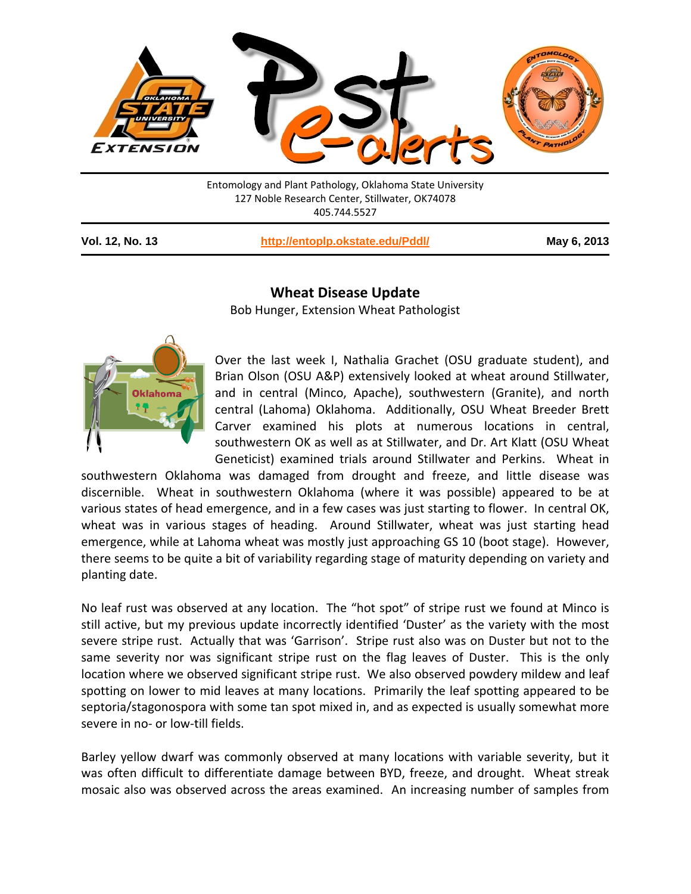Entomology and Plant Pathology, Oklahoma State University
127 Noble Research Center, Stillwater, OK74078
405.744.5527

**Vol. 12, No. 13** **http://entoplp.okstate.edu/Pddl/** **May 6, 2013**

## Wheat Disease Update

Bob Hunger, Extension Wheat Pathologist

Over the last week I, Nathalia Grachet (OSU graduate student), and Brian Olson (OSU A&P) extensively looked at wheat around Stillwater, and in central (Minco, Apache), southwestern (Granite), and north central (Lahoma) Oklahoma. Additionally, OSU Wheat Breeder Brett Carver examined his plots at numerous locations in central, southwestern OK as well as at Stillwater, and Dr. Art Klatt (OSU Wheat Geneticist) examined trials around Stillwater and Perkins. Wheat in southwestern Oklahoma was damaged from drought and freeze, and little disease was discernible. Wheat in southwestern Oklahoma (where it was possible) appeared to be at various states of head emergence, and in a few cases was just starting to flower. In central OK, wheat was in various stages of heading. Around Stillwater, wheat was just starting head emergence, while at Lahoma wheat was mostly just approaching GS 10 (boot stage). However, there seems to be quite a bit of variability regarding stage of maturity depending on variety and planting date.

No leaf rust was observed at any location. The "hot spot" of stripe rust we found at Minco is still active, but my previous update incorrectly identified 'Duster' as the variety with the most severe stripe rust. Actually that was 'Garrison'. Stripe rust also was on Duster but not to the same severity nor was significant stripe rust on the flag leaves of Duster. This is the only location where we observed significant stripe rust. We also observed powdery mildew and leaf spotting on lower to mid leaves at many locations. Primarily the leaf spotting appeared to be septoria/stagonospora with some tan spot mixed in, and as expected is usually somewhat more severe in no- or low-till fields.

Barley yellow dwarf was commonly observed at many locations with variable severity, but it was often difficult to differentiate damage between BYD, freeze, and drought. Wheat streak mosaic also was observed across the areas examined. An increasing number of samples from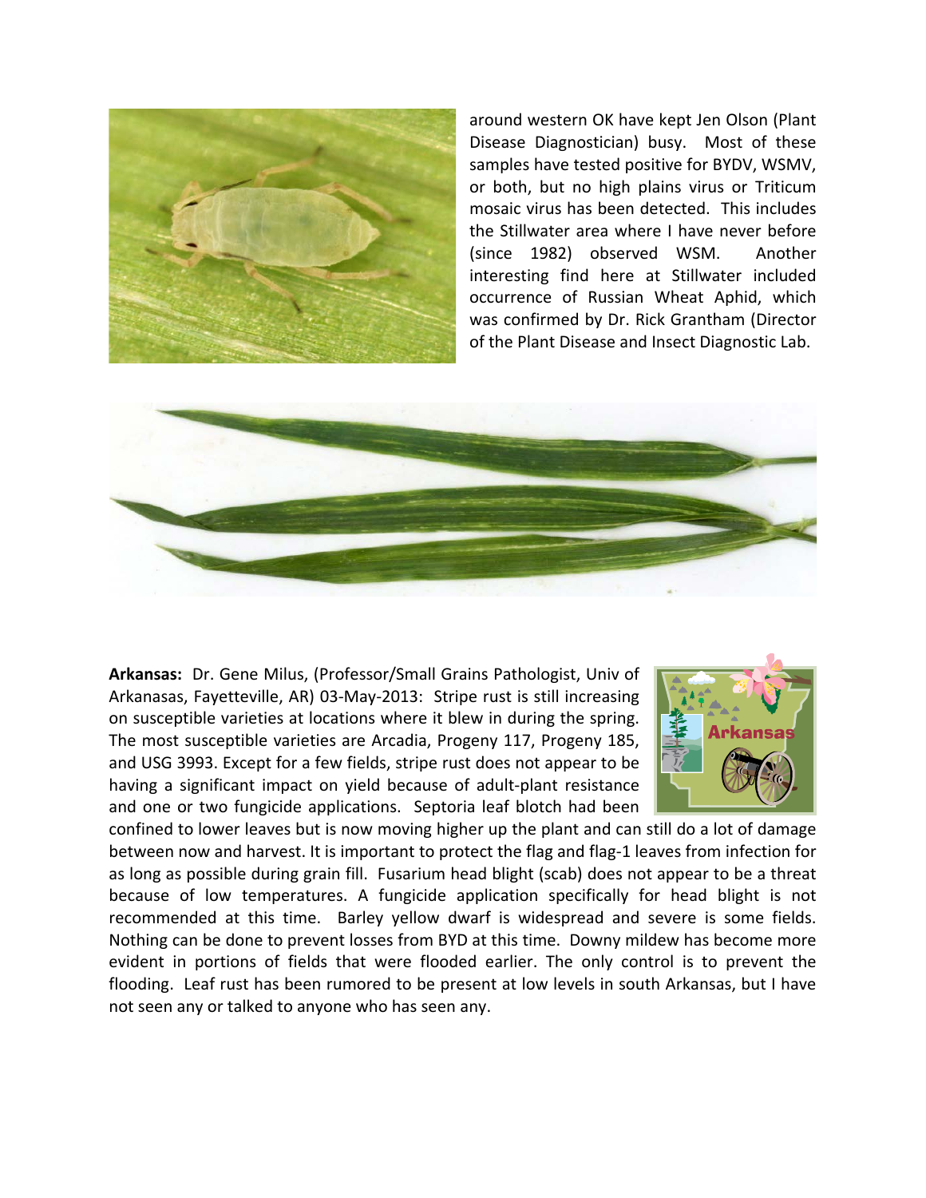around western OK have kept Jen Olson (Plant Disease Diagnostician) busy. Most of these samples have tested positive for BYDV, WSMV, or both, but no high plains virus or Triticum mosaic virus has been detected. This includes the Stillwater area where I have never before (since 1982) observed WSM. Another interesting find here at Stillwater included occurrence of Russian Wheat Aphid, which was confirmed by Dr. Rick Grantham (Director of the Plant Disease and Insect Diagnostic Lab.

**Arkansas:** Dr. Gene Milus, (Professor/Small Grains Pathologist, Univ of Arkanasas, Fayetteville, AR) 03-May-2013: Stripe rust is still increasing on susceptible varieties at locations where it blew in during the spring. The most susceptible varieties are Arcadia, Progeny 117, Progeny 185, and USG 3993. Except for a few fields, stripe rust does not appear to be having a significant impact on yield because of adult-plant resistance and one or two fungicide applications. Septoria leaf blotch had been confined to lower leaves but is now moving higher up the plant and can still do a lot of damage between now and harvest. It is important to protect the flag and flag-1 leaves from infection for as long as possible during grain fill. Fusarium head blight (scab) does not appear to be a threat because of low temperatures. A fungicide application specifically for head blight is not recommended at this time. Barley yellow dwarf is widespread and severe is some fields. Nothing can be done to prevent losses from BYD at this time. Downy mildew has become more evident in portions of fields that were flooded earlier. The only control is to prevent the flooding. Leaf rust has been rumored to be present at low levels in south Arkansas, but I have not seen any or talked to anyone who has seen any.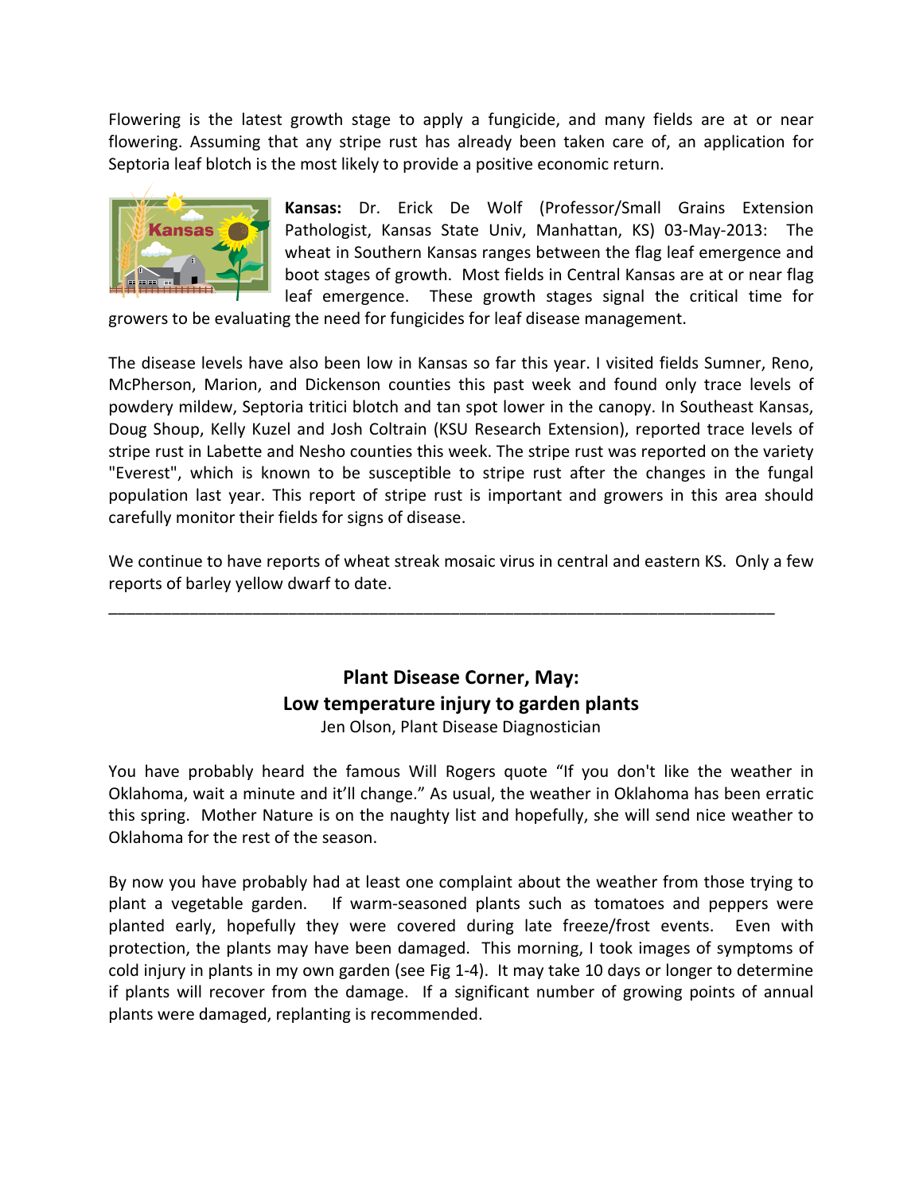Flowering is the latest growth stage to apply a fungicide, and many fields are at or near flowering. Assuming that any stripe rust has already been taken care of, an application for Septoria leaf blotch is the most likely to provide a positive economic return.

**Kansas:** Dr. Erick De Wolf (Professor/Small Grains Extension Pathologist, Kansas State Univ, Manhattan, KS) 03-May-2013: The wheat in Southern Kansas ranges between the flag leaf emergence and boot stages of growth. Most fields in Central Kansas are at or near flag leaf emergence. These growth stages signal the critical time for growers to be evaluating the need for fungicides for leaf disease management.

The disease levels have also been low in Kansas so far this year. I visited fields Sumner, Reno, McPherson, Marion, and Dickenson counties this past week and found only trace levels of powdery mildew, Septoria tritici blotch and tan spot lower in the canopy. In Southeast Kansas, Doug Shoup, Kelly Kuzel and Josh Coltrain (KSU Research Extension), reported trace levels of stripe rust in Labette and Nesho counties this week. The stripe rust was reported on the variety "Everest", which is known to be susceptible to stripe rust after the changes in the fungal population last year. This report of stripe rust is important and growers in this area should carefully monitor their fields for signs of disease.

We continue to have reports of wheat streak mosaic virus in central and eastern KS. Only a few reports of barley yellow dwarf to date.

---

## Plant Disease Corner, May: Low temperature injury to garden plants

Jen Olson, Plant Disease Diagnostician

You have probably heard the famous Will Rogers quote "If you don't like the weather in Oklahoma, wait a minute and it'll change." As usual, the weather in Oklahoma has been erratic this spring. Mother Nature is on the naughty list and hopefully, she will send nice weather to Oklahoma for the rest of the season.

By now you have probably had at least one complaint about the weather from those trying to plant a vegetable garden. If warm-seasoned plants such as tomatoes and peppers were planted early, hopefully they were covered during late freeze/frost events. Even with protection, the plants may have been damaged. This morning, I took images of symptoms of cold injury in plants in my own garden (see Fig 1-4). It may take 10 days or longer to determine if plants will recover from the damage. If a significant number of growing points of annual plants were damaged, replanting is recommended.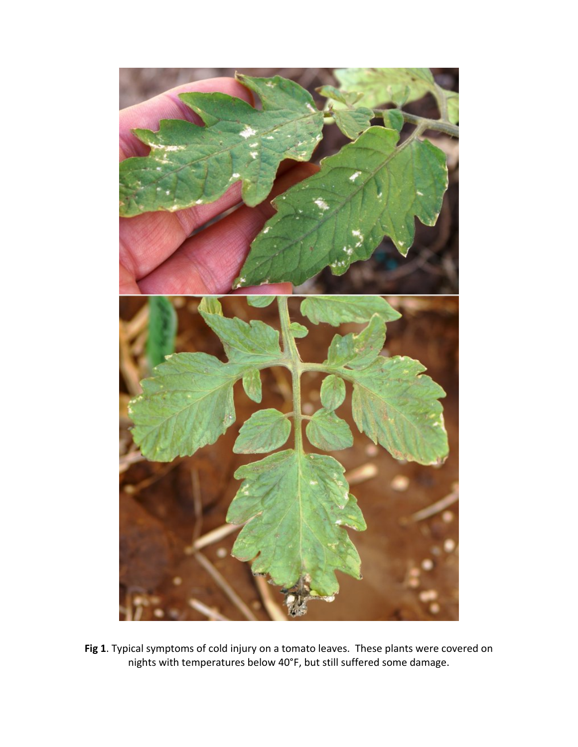**Fig 1**. Typical symptoms of cold injury on a tomato leaves. These plants were covered on nights with temperatures below 40°F, but still suffered some damage.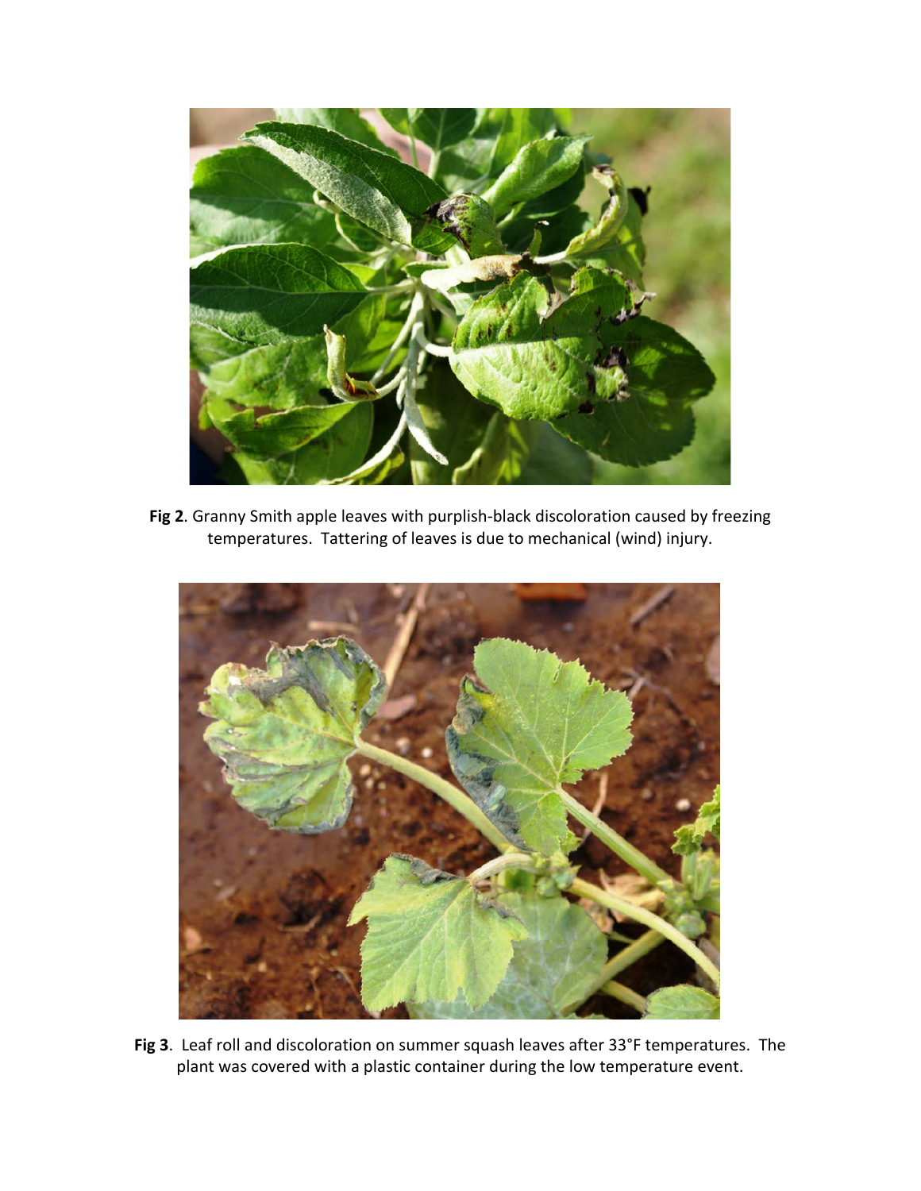**Fig 2**. Granny Smith apple leaves with purplish-black discoloration caused by freezing temperatures. Tattering of leaves is due to mechanical (wind) injury.

**Fig 3**. Leaf roll and discoloration on summer squash leaves after 33°F temperatures. The plant was covered with a plastic container during the low temperature event.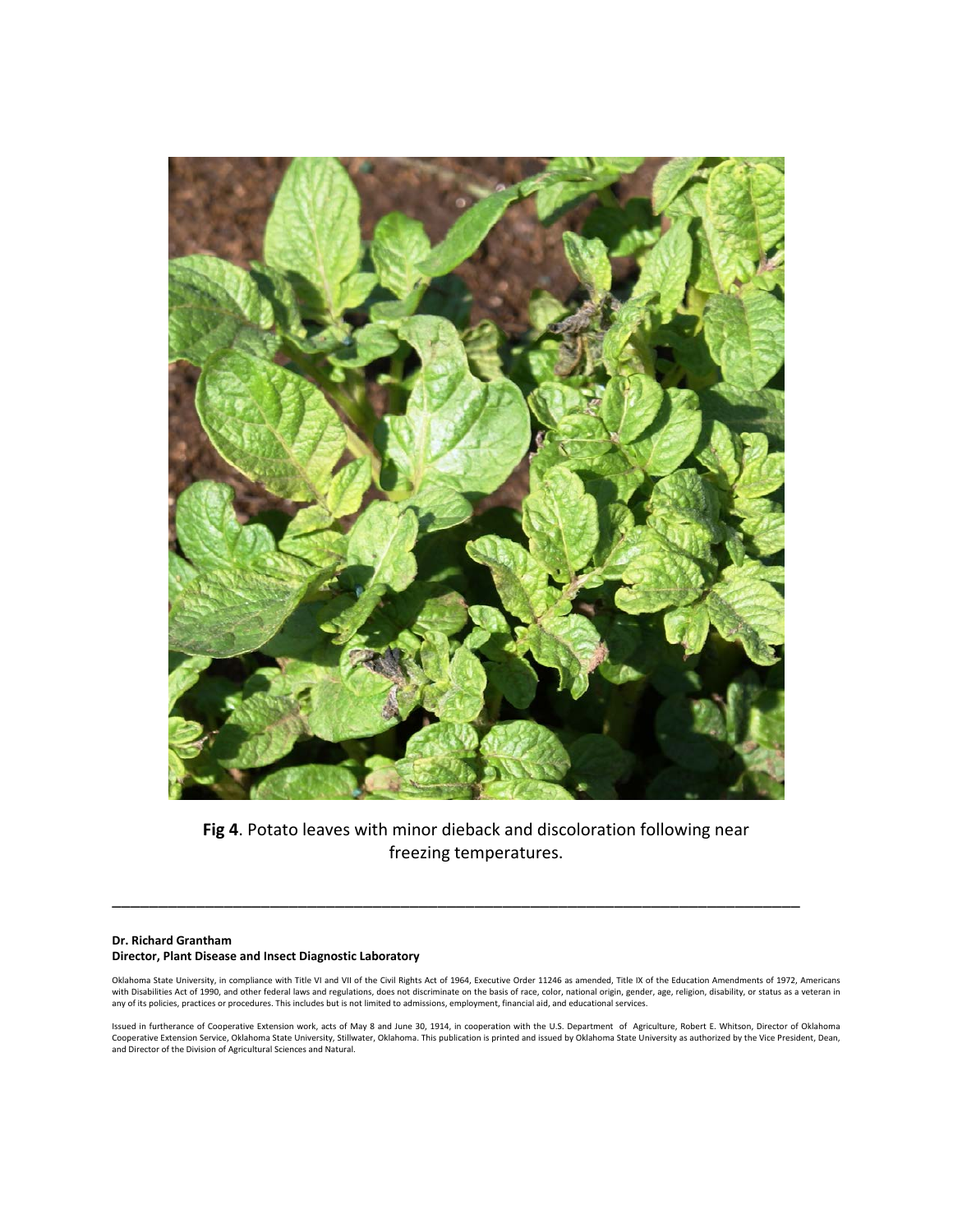**Fig 4**. Potato leaves with minor dieback and discoloration following near freezing temperatures.

---

**Dr. Richard Grantham**
**Director, Plant Disease and Insect Diagnostic Laboratory**

Oklahoma State University, in compliance with Title VI and VII of the Civil Rights Act of 1964, Executive Order 11246 as amended, Title IX of the Education Amendments of 1972, Americans with Disabilities Act of 1990, and other federal laws and regulations, does not discriminate on the basis of race, color, national origin, gender, age, religion, disability, or status as a veteran in any of its policies, practices or procedures. This includes but is not limited to admissions, employment, financial aid, and educational services.

Issued in furtherance of Cooperative Extension work, acts of May 8 and June 30, 1914, in cooperation with the U.S. Department of Agriculture, Robert E. Whitson, Director of Oklahoma Cooperative Extension Service, Oklahoma State University, Stillwater, Oklahoma. This publication is printed and issued by Oklahoma State University as authorized by the Vice President, Dean, and Director of the Division of Agricultural Sciences and Natural.